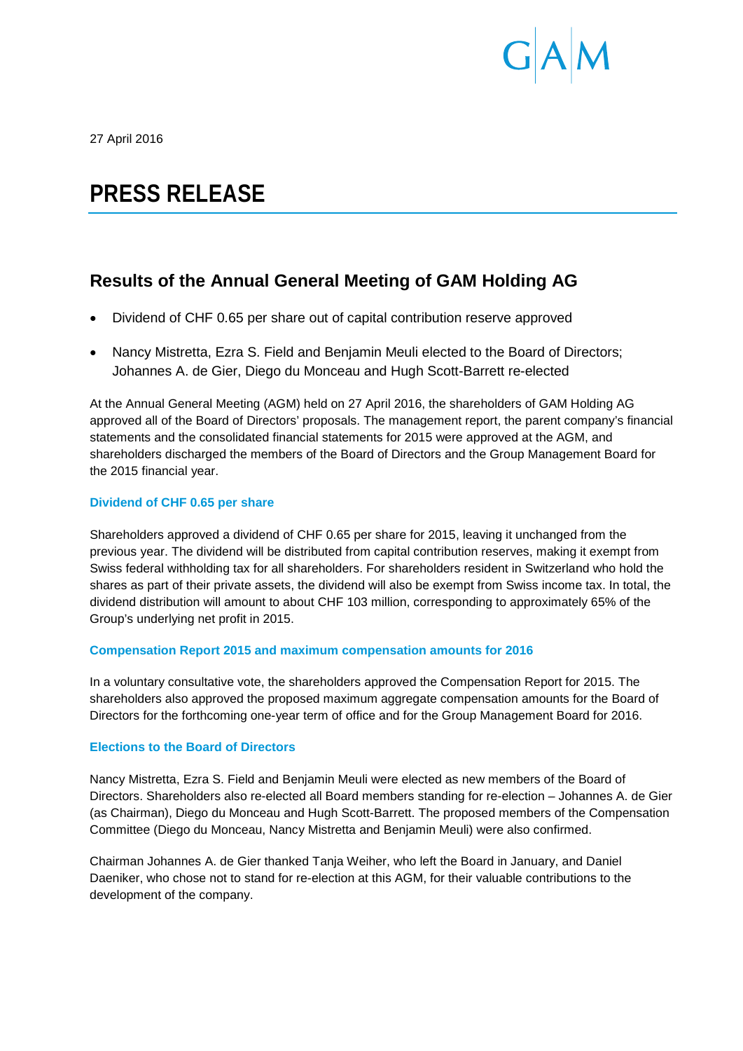27 April 2016

# PRESS RELEASE

## Results of the Annual General Meeting of GAM Holding AG

- Dividend of CHF 0.65 per share out of capital contribution reserve approved
- Nancy Mistretta, Ezra S. Field and Benjamin Meuli elected to the Board of Directors; Johannes A. de Gier, Diego du Monceau and Hugh Scott-Barrett re-elected

At the Annual General Meeting (AGM) held on 27 April 2016, the shareholders of GAM Holding AG approved all of the Board of Directors' proposals. The management report, the parent company's financial statements and the consolidated financial statements for 2015 were approved at the AGM, and shareholders discharged the members of the Board of Directors and the Group Management Board for the 2015 financial year.

### Dividend of CHF 0.65 per share

Shareholders approved a dividend of CHF 0.65 per share for 2015, leaving it unchanged from the previous year. The dividend will be distributed from capital contribution reserves, making it exempt from Swiss federal withholding tax for all shareholders. For shareholders resident in Switzerland who hold the shares as part of their private assets, the dividend will also be exempt from Swiss income tax. In total, the dividend distribution will amount to about CHF 103 million, corresponding to approximately 65% of the Group's underlying net profit in 2015.

### Compensation Report 2015 and maximum compensation amounts for 2016

In a voluntary consultative vote, the shareholders approved the Compensation Report for 2015. The shareholders also approved the proposed maximum aggregate compensation amounts for the Board of Directors for the forthcoming one-year term of office and for the Group Management Board for 2016.

### Elections to the Board of Directors

Nancy Mistretta, Ezra S. Field and Benjamin Meuli were elected as new members of the Board of Directors. Shareholders also re-elected all Board members standing for re-election – Johannes A. de Gier (as Chairman), Diego du Monceau and Hugh Scott-Barrett. The proposed members of the Compensation Committee (Diego du Monceau, Nancy Mistretta and Benjamin Meuli) were also confirmed.

Chairman Johannes A. de Gier thanked Tanja Weiher, who left the Board in January, and Daniel Daeniker, who chose not to stand for re-election at this AGM, for their valuable contributions to the development of the company.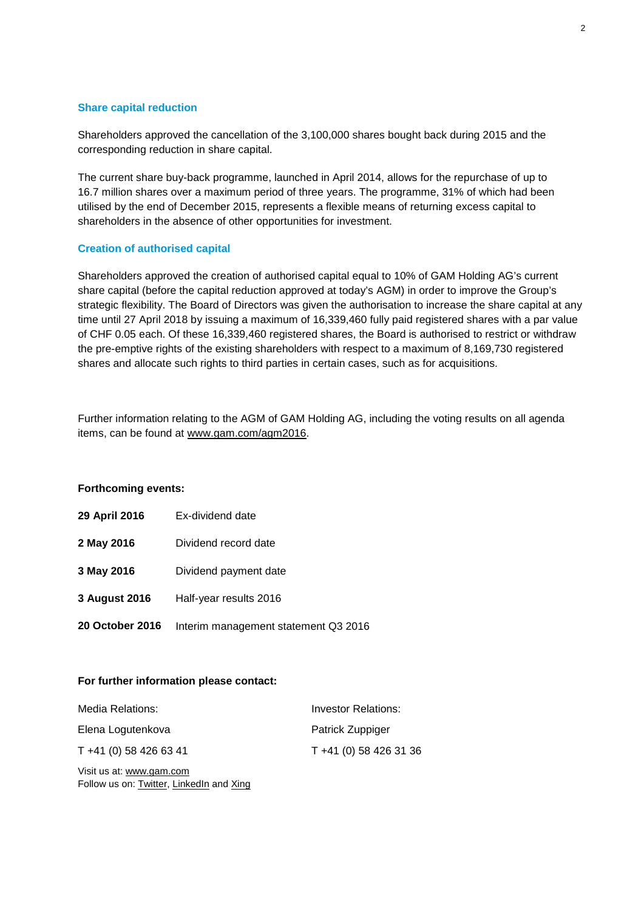### Share capital reduction

Shareholders approved the cancellation of the 3,100,000 shares bought back during 2015 and the corresponding reduction in share capital.

The current share buy-back programme, launched in April 2014, allows for the repurchase of up to 16.7 million shares over a maximum period of three years. The programme, 31% of which had been utilised by the end of December 2015, represents a flexible means of returning excess capital to shareholders in the absence of other opportunities for investment.

### Creation of authorised capital

Shareholders approved the creation of authorised capital equal to 10% of GAM Holding AG's current share capital (before the capital reduction approved at today's AGM) in order to improve the Group's strategic flexibility. The Board of Directors was given the authorisation to increase the share capital at any time until 27 April 2018 by issuing a maximum of 16,339,460 fully paid registered shares with a par value of CHF 0.05 each. Of these 16,339,460 registered shares, the Board is authorised to restrict or withdraw the pre-emptive rights of the existing shareholders with respect to a maximum of 8,169,730 registered shares and allocate such rights to third parties in certain cases, such as for acquisitions.

Further information relating to the AGM of GAM Holding AG, including the voting results on all agenda items, can be found at www.gam.com/agm2016.

**Forthcoming events:**

| | |
|---|---|
| **29 April 2016** | Ex-dividend date |
| **2 May 2016** | Dividend record date |
| **3 May 2016** | Dividend payment date |
| **3 August 2016** | Half-year results 2016 |
| **20 October 2016** | Interim management statement Q3 2016 |

**For further information please contact:**

| Media Relations: | Investor Relations: |
|---|---|
| Elena Logutenkova | Patrick Zuppiger |
| T +41 (0) 58 426 63 41 | T +41 (0) 58 426 31 36 |

Visit us at: www.gam.com
Follow us on: Twitter, LinkedIn and Xing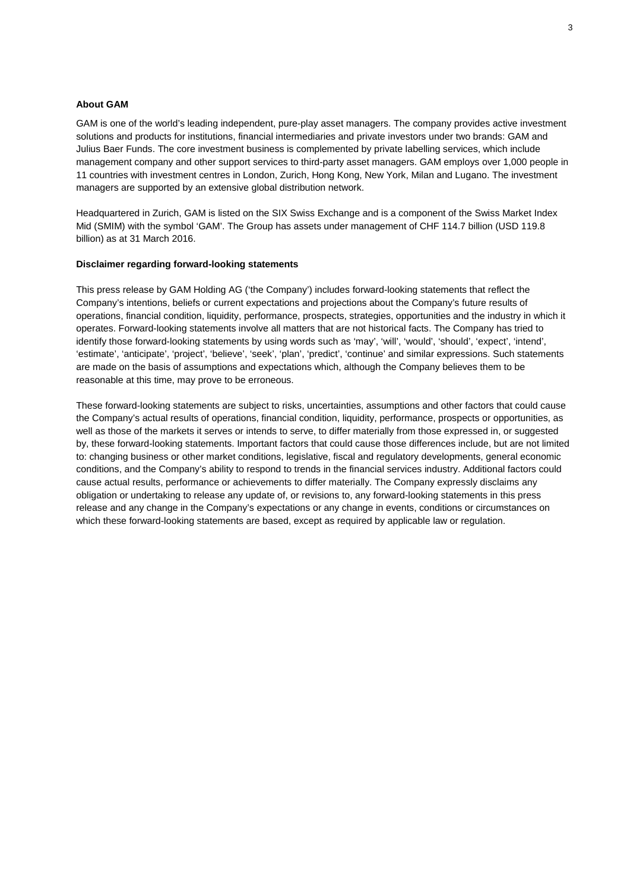**About GAM**

GAM is one of the world's leading independent, pure-play asset managers. The company provides active investment solutions and products for institutions, financial intermediaries and private investors under two brands: GAM and Julius Baer Funds. The core investment business is complemented by private labelling services, which include management company and other support services to third-party asset managers. GAM employs over 1,000 people in 11 countries with investment centres in London, Zurich, Hong Kong, New York, Milan and Lugano. The investment managers are supported by an extensive global distribution network.

Headquartered in Zurich, GAM is listed on the SIX Swiss Exchange and is a component of the Swiss Market Index Mid (SMIM) with the symbol 'GAM'. The Group has assets under management of CHF 114.7 billion (USD 119.8 billion) as at 31 March 2016.

**Disclaimer regarding forward-looking statements**

This press release by GAM Holding AG ('the Company') includes forward-looking statements that reflect the Company's intentions, beliefs or current expectations and projections about the Company's future results of operations, financial condition, liquidity, performance, prospects, strategies, opportunities and the industry in which it operates. Forward-looking statements involve all matters that are not historical facts. The Company has tried to identify those forward-looking statements by using words such as 'may', 'will', 'would', 'should', 'expect', 'intend', 'estimate', 'anticipate', 'project', 'believe', 'seek', 'plan', 'predict', 'continue' and similar expressions. Such statements are made on the basis of assumptions and expectations which, although the Company believes them to be reasonable at this time, may prove to be erroneous.

These forward-looking statements are subject to risks, uncertainties, assumptions and other factors that could cause the Company's actual results of operations, financial condition, liquidity, performance, prospects or opportunities, as well as those of the markets it serves or intends to serve, to differ materially from those expressed in, or suggested by, these forward-looking statements. Important factors that could cause those differences include, but are not limited to: changing business or other market conditions, legislative, fiscal and regulatory developments, general economic conditions, and the Company's ability to respond to trends in the financial services industry. Additional factors could cause actual results, performance or achievements to differ materially. The Company expressly disclaims any obligation or undertaking to release any update of, or revisions to, any forward-looking statements in this press release and any change in the Company's expectations or any change in events, conditions or circumstances on which these forward-looking statements are based, except as required by applicable law or regulation.